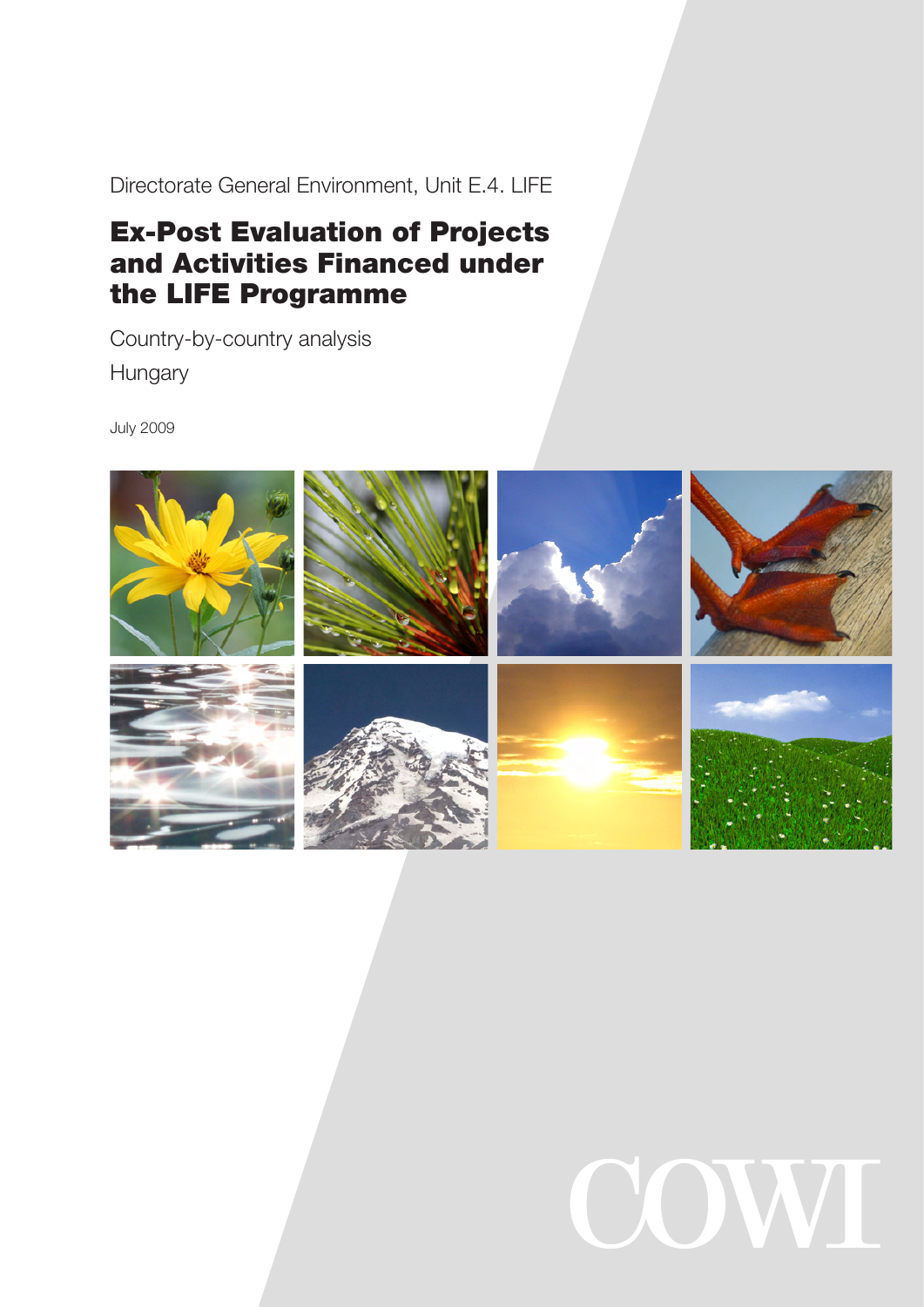Directorate General Environment, Unit E.4. LIFE

# Ex-Post Evaluation of Projects and Activities Financed under the LIFE Programme

Country-by-country analysis

Hungary

July 2009

COWI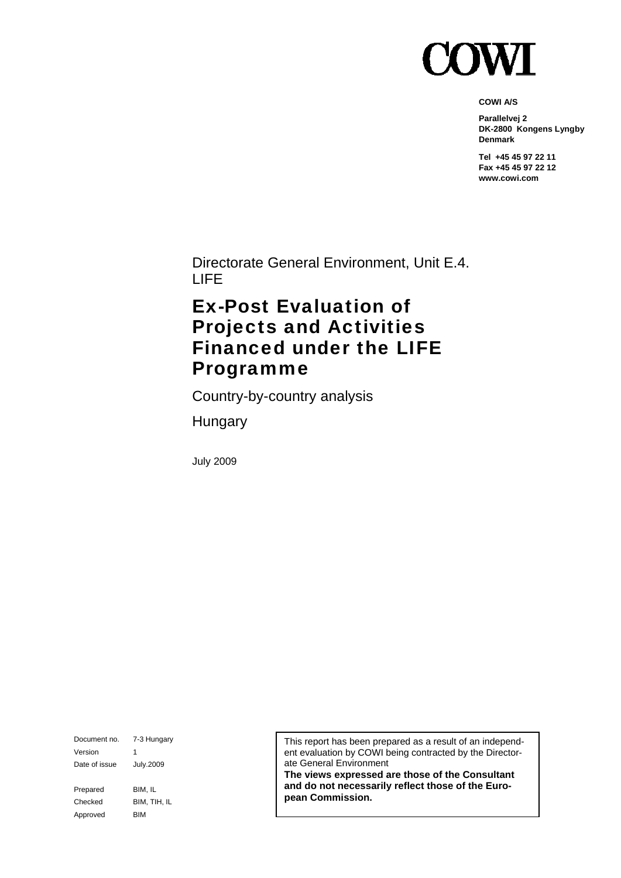# COWI

**COWI A/S**

**Parallelvej 2**
**DK-2800 Kongens Lyngby**
**Denmark**

**Tel +45 45 97 22 11**
**Fax +45 45 97 22 12**
**www.cowi.com**

Directorate General Environment, Unit E.4. LIFE

# Ex-Post Evaluation of Projects and Activities Financed under the LIFE Programme

Country-by-country analysis

Hungary

July 2009

| Document no. | 7-3 Hungary |
|---|---|
| Version | 1 |
| Date of issue | July.2009 |
| Prepared | BIM, IL |
| Checked | BIM, TIH, IL |
| Approved | BIM |

This report has been prepared as a result of an independent evaluation by COWI being contracted by the Directorate General Environment
**The views expressed are those of the Consultant and do not necessarily reflect those of the European Commission.**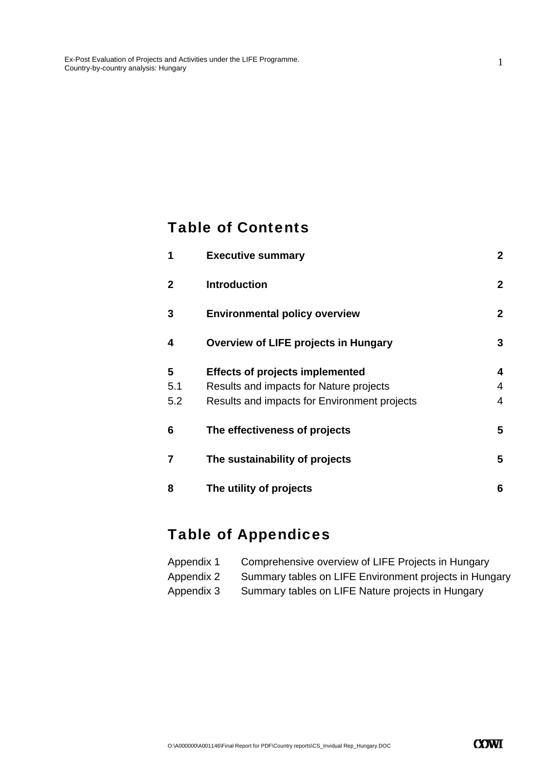## Table of Contents

| | | |
|---|---|---|
| **1** | **Executive summary** | **2** |
| **2** | **Introduction** | **2** |
| **3** | **Environmental policy overview** | **2** |
| **4** | **Overview of LIFE projects in Hungary** | **3** |
| **5** | **Effects of projects implemented** | **4** |
| 5.1 | Results and impacts for Nature projects | 4 |
| 5.2 | Results and impacts for Environment projects | 4 |
| **6** | **The effectiveness of projects** | **5** |
| **7** | **The sustainability of projects** | **5** |
| **8** | **The utility of projects** | **6** |

## Table of Appendices

| | |
|---|---|
| Appendix 1 | Comprehensive overview of LIFE Projects in Hungary |
| Appendix 2 | Summary tables on LIFE Environment projects in Hungary |
| Appendix 3 | Summary tables on LIFE Nature projects in Hungary |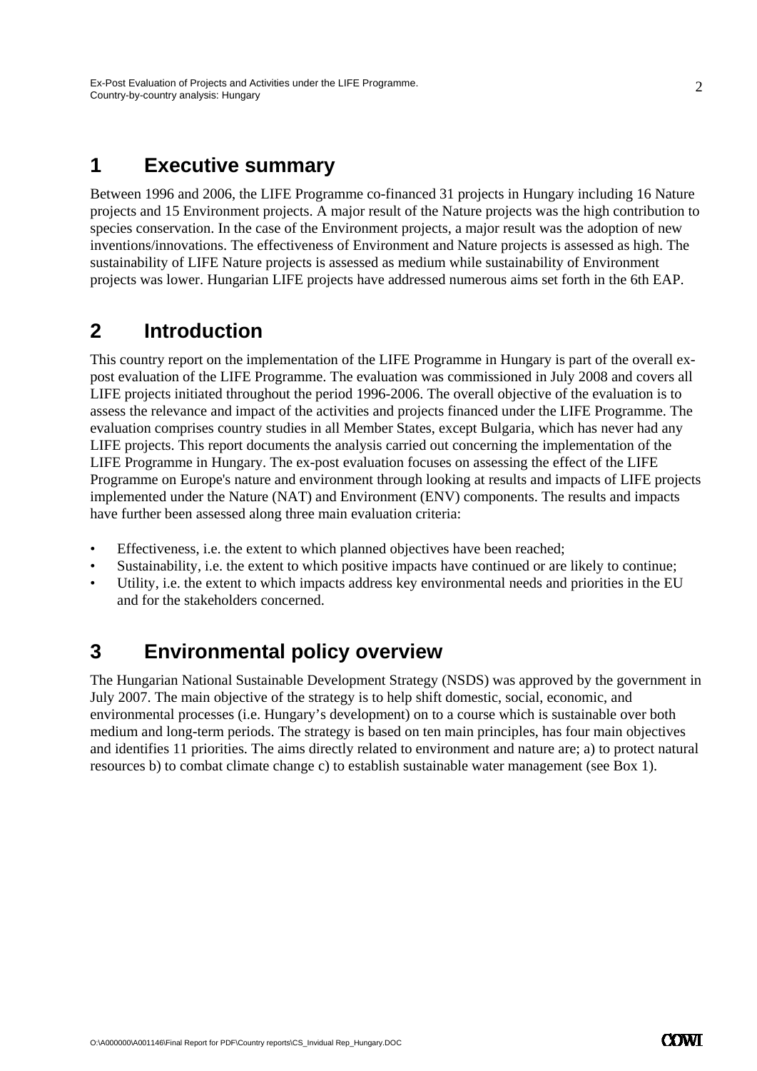# 1 Executive summary

Between 1996 and 2006, the LIFE Programme co-financed 31 projects in Hungary including 16 Nature projects and 15 Environment projects. A major result of the Nature projects was the high contribution to species conservation. In the case of the Environment projects, a major result was the adoption of new inventions/innovations. The effectiveness of Environment and Nature projects is assessed as high. The sustainability of LIFE Nature projects is assessed as medium while sustainability of Environment projects was lower. Hungarian LIFE projects have addressed numerous aims set forth in the 6th EAP.

# 2 Introduction

This country report on the implementation of the LIFE Programme in Hungary is part of the overall ex-post evaluation of the LIFE Programme. The evaluation was commissioned in July 2008 and covers all LIFE projects initiated throughout the period 1996-2006. The overall objective of the evaluation is to assess the relevance and impact of the activities and projects financed under the LIFE Programme. The evaluation comprises country studies in all Member States, except Bulgaria, which has never had any LIFE projects. This report documents the analysis carried out concerning the implementation of the LIFE Programme in Hungary. The ex-post evaluation focuses on assessing the effect of the LIFE Programme on Europe's nature and environment through looking at results and impacts of LIFE projects implemented under the Nature (NAT) and Environment (ENV) components. The results and impacts have further been assessed along three main evaluation criteria:

- Effectiveness, i.e. the extent to which planned objectives have been reached;
- Sustainability, i.e. the extent to which positive impacts have continued or are likely to continue;
- Utility, i.e. the extent to which impacts address key environmental needs and priorities in the EU and for the stakeholders concerned.

# 3 Environmental policy overview

The Hungarian National Sustainable Development Strategy (NSDS) was approved by the government in July 2007. The main objective of the strategy is to help shift domestic, social, economic, and environmental processes (i.e. Hungary's development) on to a course which is sustainable over both medium and long-term periods. The strategy is based on ten main principles, has four main objectives and identifies 11 priorities. The aims directly related to environment and nature are; a) to protect natural resources b) to combat climate change c) to establish sustainable water management (see Box 1).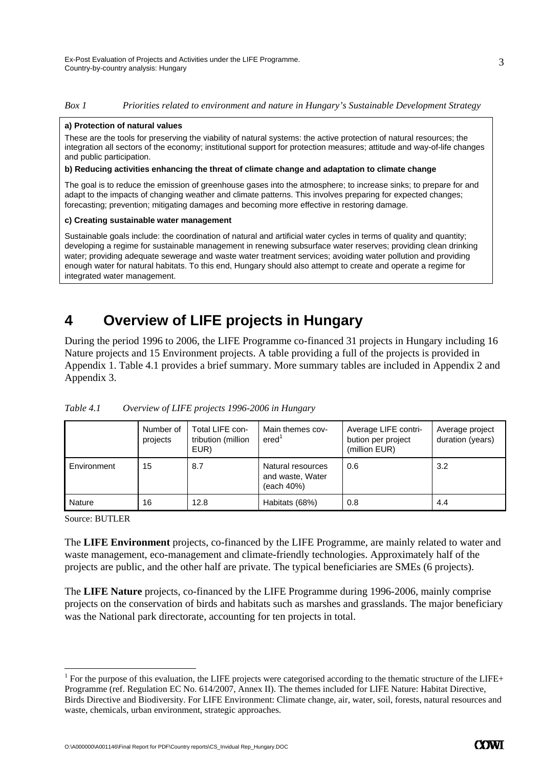*Box 1 Priorities related to environment and nature in Hungary's Sustainable Development Strategy*

**a) Protection of natural values**

These are the tools for preserving the viability of natural systems: the active protection of natural resources; the integration all sectors of the economy; institutional support for protection measures; attitude and way-of-life changes and public participation.

**b) Reducing activities enhancing the threat of climate change and adaptation to climate change**

The goal is to reduce the emission of greenhouse gases into the atmosphere; to increase sinks; to prepare for and adapt to the impacts of changing weather and climate patterns. This involves preparing for expected changes; forecasting; prevention; mitigating damages and becoming more effective in restoring damage.

**c) Creating sustainable water management**

Sustainable goals include: the coordination of natural and artificial water cycles in terms of quality and quantity; developing a regime for sustainable management in renewing subsurface water reserves; providing clean drinking water; providing adequate sewerage and waste water treatment services; avoiding water pollution and providing enough water for natural habitats. To this end, Hungary should also attempt to create and operate a regime for integrated water management.

# 4 Overview of LIFE projects in Hungary

During the period 1996 to 2006, the LIFE Programme co-financed 31 projects in Hungary including 16 Nature projects and 15 Environment projects. A table providing a full of the projects is provided in Appendix 1. Table 4.1 provides a brief summary. More summary tables are included in Appendix 2 and Appendix 3.

*Table 4.1 Overview of LIFE projects 1996-2006 in Hungary*

| | Number of projects | Total LIFE contribution (million EUR) | Main themes covered[1] | Average LIFE contribution per project (million EUR) | Average project duration (years) |
|---|---|---|---|---|---|
| Environment | 15 | 8.7 | Natural resources and waste, Water (each 40%) | 0.6 | 3.2 |
| Nature | 16 | 12.8 | Habitats (68%) | 0.8 | 4.4 |

Source: BUTLER

The **LIFE Environment** projects, co-financed by the LIFE Programme, are mainly related to water and waste management, eco-management and climate-friendly technologies. Approximately half of the projects are public, and the other half are private. The typical beneficiaries are SMEs (6 projects).

The **LIFE Nature** projects, co-financed by the LIFE Programme during 1996-2006, mainly comprise projects on the conservation of birds and habitats such as marshes and grasslands. The major beneficiary was the National park directorate, accounting for ten projects in total.

[1] For the purpose of this evaluation, the LIFE projects were categorised according to the thematic structure of the LIFE+ Programme (ref. Regulation EC No. 614/2007, Annex II). The themes included for LIFE Nature: Habitat Directive, Birds Directive and Biodiversity. For LIFE Environment: Climate change, air, water, soil, forests, natural resources and waste, chemicals, urban environment, strategic approaches.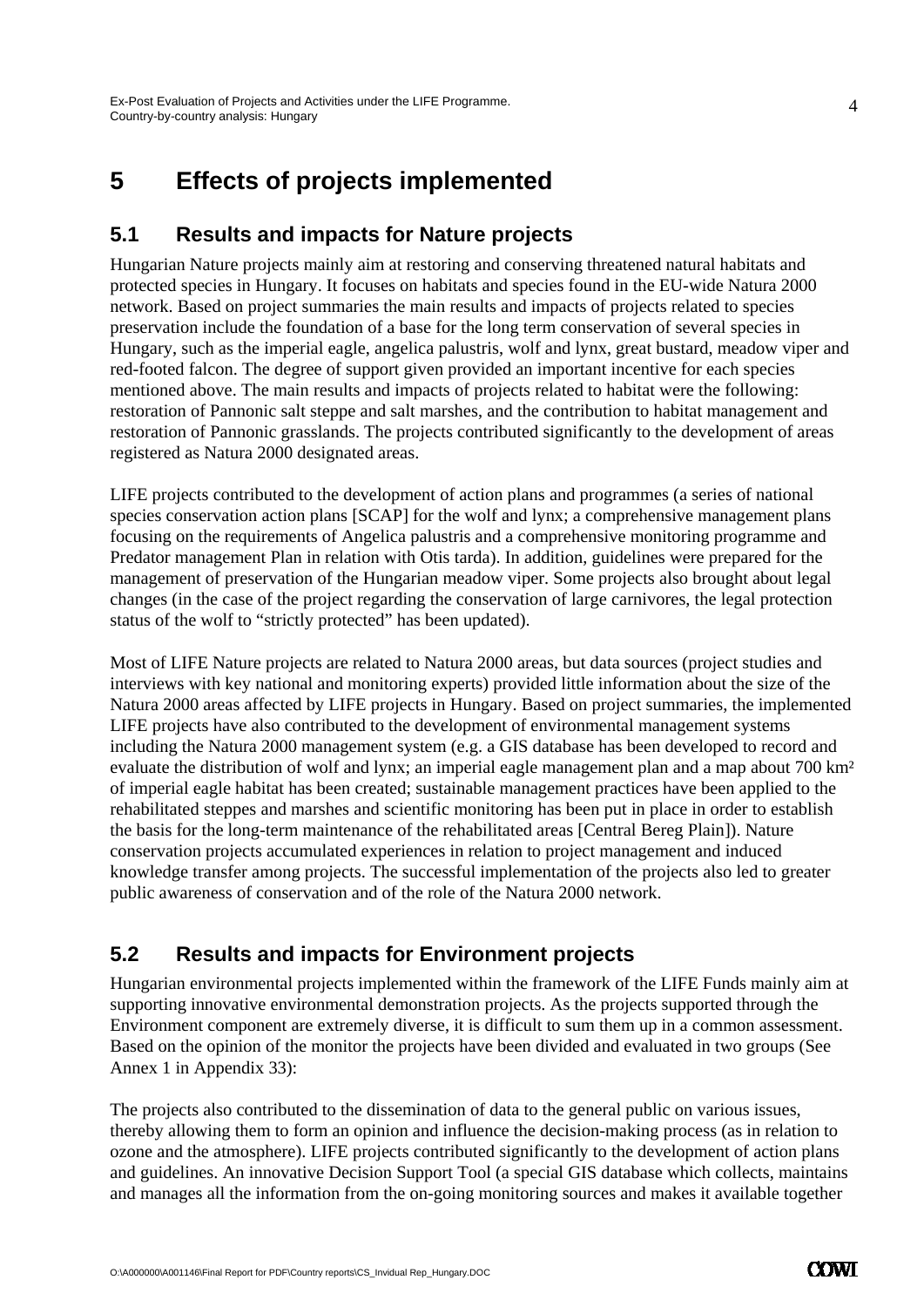# 5 Effects of projects implemented

## 5.1 Results and impacts for Nature projects

Hungarian Nature projects mainly aim at restoring and conserving threatened natural habitats and protected species in Hungary. It focuses on habitats and species found in the EU-wide Natura 2000 network. Based on project summaries the main results and impacts of projects related to species preservation include the foundation of a base for the long term conservation of several species in Hungary, such as the imperial eagle, angelica palustris, wolf and lynx, great bustard, meadow viper and red-footed falcon. The degree of support given provided an important incentive for each species mentioned above. The main results and impacts of projects related to habitat were the following: restoration of Pannonic salt steppe and salt marshes, and the contribution to habitat management and restoration of Pannonic grasslands. The projects contributed significantly to the development of areas registered as Natura 2000 designated areas.

LIFE projects contributed to the development of action plans and programmes (a series of national species conservation action plans [SCAP] for the wolf and lynx; a comprehensive management plans focusing on the requirements of Angelica palustris and a comprehensive monitoring programme and Predator management Plan in relation with Otis tarda). In addition, guidelines were prepared for the management of preservation of the Hungarian meadow viper. Some projects also brought about legal changes (in the case of the project regarding the conservation of large carnivores, the legal protection status of the wolf to "strictly protected" has been updated).

Most of LIFE Nature projects are related to Natura 2000 areas, but data sources (project studies and interviews with key national and monitoring experts) provided little information about the size of the Natura 2000 areas affected by LIFE projects in Hungary. Based on project summaries, the implemented LIFE projects have also contributed to the development of environmental management systems including the Natura 2000 management system (e.g. a GIS database has been developed to record and evaluate the distribution of wolf and lynx; an imperial eagle management plan and a map about 700 km² of imperial eagle habitat has been created; sustainable management practices have been applied to the rehabilitated steppes and marshes and scientific monitoring has been put in place in order to establish the basis for the long-term maintenance of the rehabilitated areas [Central Bereg Plain]). Nature conservation projects accumulated experiences in relation to project management and induced knowledge transfer among projects. The successful implementation of the projects also led to greater public awareness of conservation and of the role of the Natura 2000 network.

## 5.2 Results and impacts for Environment projects

Hungarian environmental projects implemented within the framework of the LIFE Funds mainly aim at supporting innovative environmental demonstration projects. As the projects supported through the Environment component are extremely diverse, it is difficult to sum them up in a common assessment. Based on the opinion of the monitor the projects have been divided and evaluated in two groups (See Annex 1 in Appendix 33):

The projects also contributed to the dissemination of data to the general public on various issues, thereby allowing them to form an opinion and influence the decision-making process (as in relation to ozone and the atmosphere). LIFE projects contributed significantly to the development of action plans and guidelines. An innovative Decision Support Tool (a special GIS database which collects, maintains and manages all the information from the on-going monitoring sources and makes it available together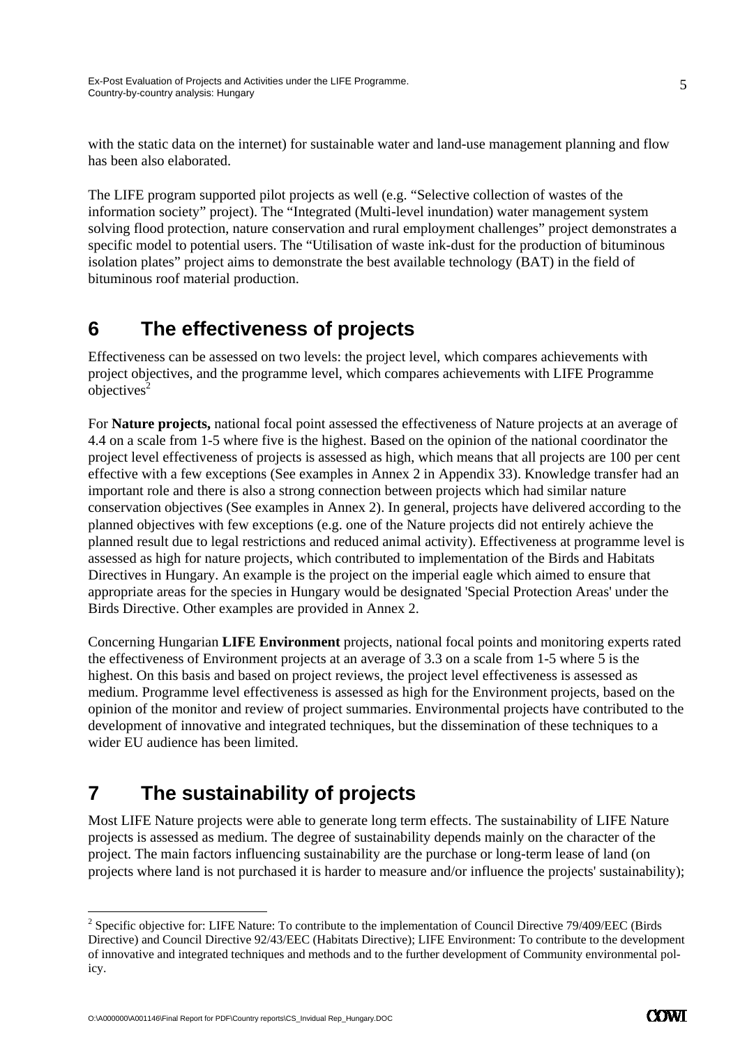with the static data on the internet) for sustainable water and land-use management planning and flow has been also elaborated.

The LIFE program supported pilot projects as well (e.g. “Selective collection of wastes of the information society” project). The “Integrated (Multi-level inundation) water management system solving flood protection, nature conservation and rural employment challenges” project demonstrates a specific model to potential users. The “Utilisation of waste ink-dust for the production of bituminous isolation plates” project aims to demonstrate the best available technology (BAT) in the field of bituminous roof material production.

# 6 The effectiveness of projects

Effectiveness can be assessed on two levels: the project level, which compares achievements with project objectives, and the programme level, which compares achievements with LIFE Programme objectives[2]

For **Nature projects,** national focal point assessed the effectiveness of Nature projects at an average of 4.4 on a scale from 1-5 where five is the highest. Based on the opinion of the national coordinator the project level effectiveness of projects is assessed as high, which means that all projects are 100 per cent effective with a few exceptions (See examples in Annex 2 in Appendix 33). Knowledge transfer had an important role and there is also a strong connection between projects which had similar nature conservation objectives (See examples in Annex 2). In general, projects have delivered according to the planned objectives with few exceptions (e.g. one of the Nature projects did not entirely achieve the planned result due to legal restrictions and reduced animal activity). Effectiveness at programme level is assessed as high for nature projects, which contributed to implementation of the Birds and Habitats Directives in Hungary. An example is the project on the imperial eagle which aimed to ensure that appropriate areas for the species in Hungary would be designated 'Special Protection Areas' under the Birds Directive. Other examples are provided in Annex 2.

Concerning Hungarian **LIFE Environment** projects, national focal points and monitoring experts rated the effectiveness of Environment projects at an average of 3.3 on a scale from 1-5 where 5 is the highest. On this basis and based on project reviews, the project level effectiveness is assessed as medium. Programme level effectiveness is assessed as high for the Environment projects, based on the opinion of the monitor and review of project summaries. Environmental projects have contributed to the development of innovative and integrated techniques, but the dissemination of these techniques to a wider EU audience has been limited.

# 7 The sustainability of projects

Most LIFE Nature projects were able to generate long term effects. The sustainability of LIFE Nature projects is assessed as medium. The degree of sustainability depends mainly on the character of the project. The main factors influencing sustainability are the purchase or long-term lease of land (on projects where land is not purchased it is harder to measure and/or influence the projects' sustainability);

---

[2] Specific objective for: LIFE Nature: To contribute to the implementation of Council Directive 79/409/EEC (Birds Directive) and Council Directive 92/43/EEC (Habitats Directive); LIFE Environment: To contribute to the development of innovative and integrated techniques and methods and to the further development of Community environmental policy.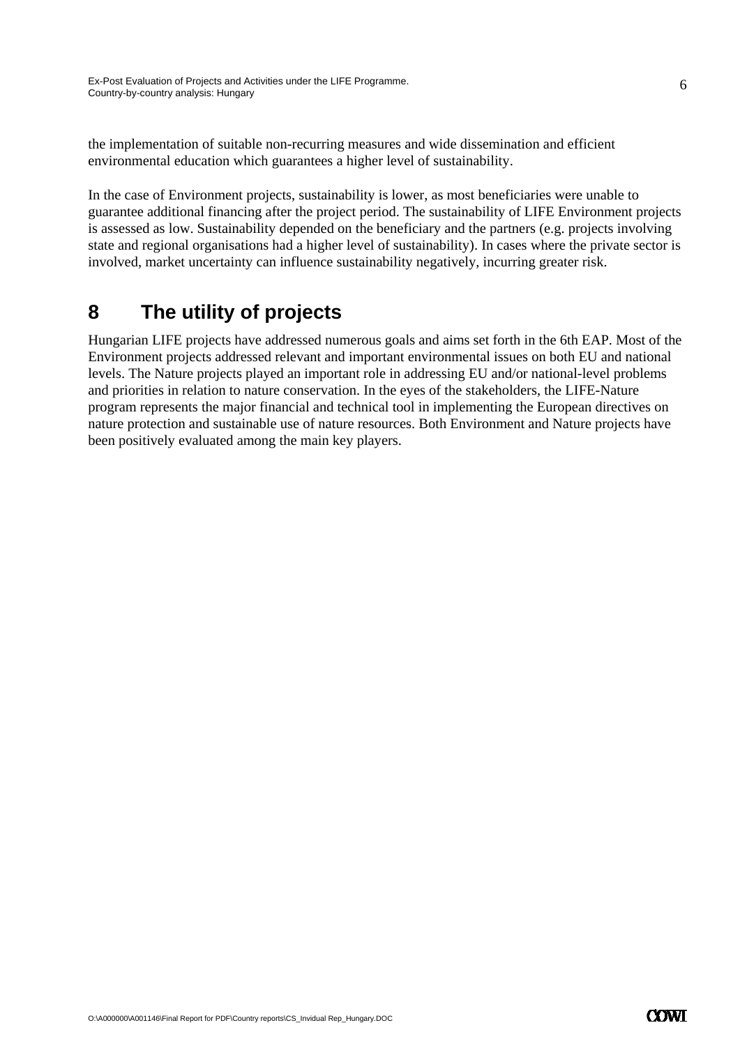the implementation of suitable non-recurring measures and wide dissemination and efficient environmental education which guarantees a higher level of sustainability.

In the case of Environment projects, sustainability is lower, as most beneficiaries were unable to guarantee additional financing after the project period. The sustainability of LIFE Environment projects is assessed as low. Sustainability depended on the beneficiary and the partners (e.g. projects involving state and regional organisations had a higher level of sustainability). In cases where the private sector is involved, market uncertainty can influence sustainability negatively, incurring greater risk.

# 8 The utility of projects

Hungarian LIFE projects have addressed numerous goals and aims set forth in the 6th EAP. Most of the Environment projects addressed relevant and important environmental issues on both EU and national levels. The Nature projects played an important role in addressing EU and/or national-level problems and priorities in relation to nature conservation. In the eyes of the stakeholders, the LIFE-Nature program represents the major financial and technical tool in implementing the European directives on nature protection and sustainable use of nature resources. Both Environment and Nature projects have been positively evaluated among the main key players.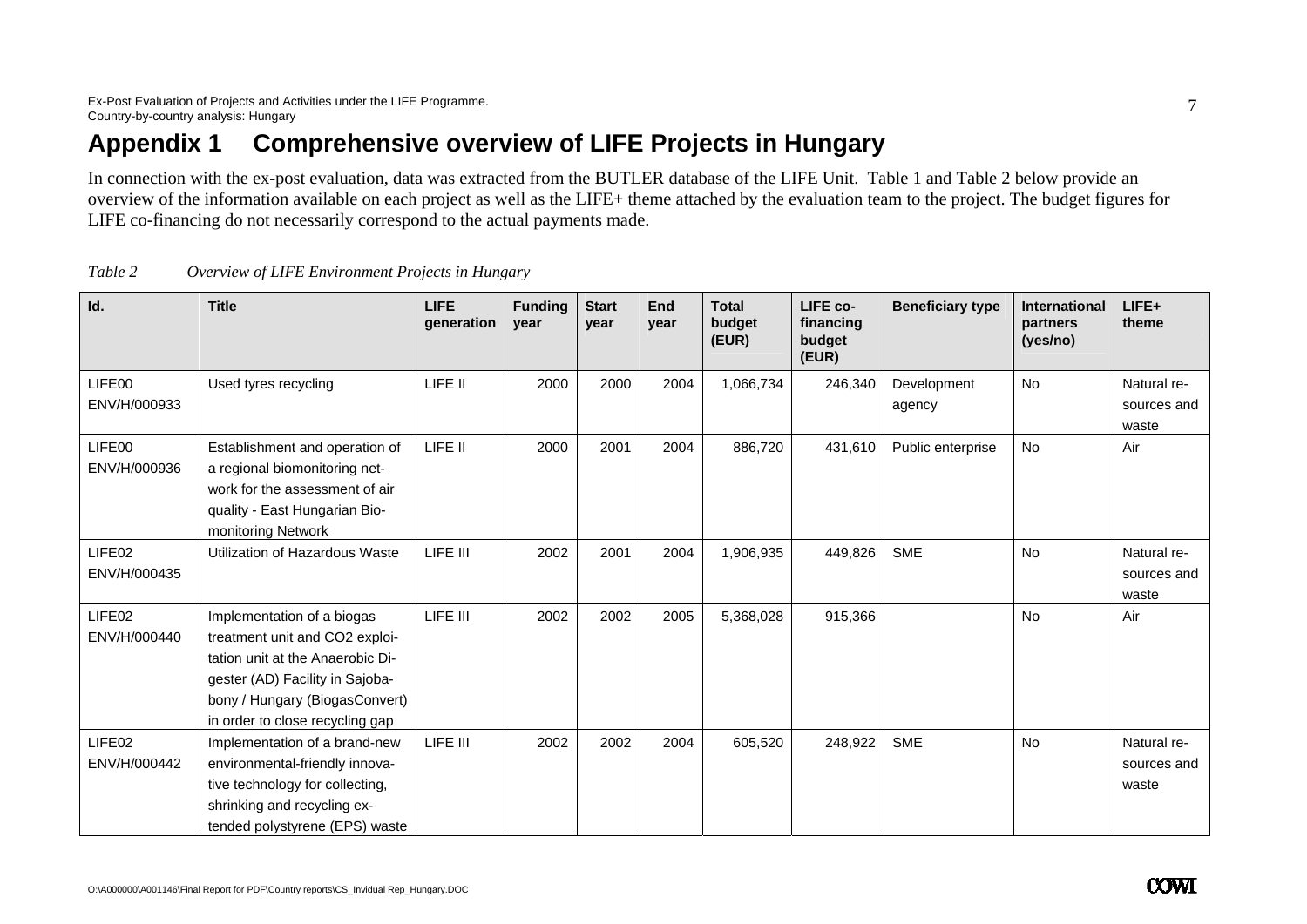# Appendix 1 Comprehensive overview of LIFE Projects in Hungary

In connection with the ex-post evaluation, data was extracted from the BUTLER database of the LIFE Unit. Table 1 and Table 2 below provide an overview of the information available on each project as well as the LIFE+ theme attached by the evaluation team to the project. The budget figures for LIFE co-financing do not necessarily correspond to the actual payments made.

*Table 2 Overview of LIFE Environment Projects in Hungary*

| Id. | Title | LIFE generation | Funding year | Start year | End year | Total budget (EUR) | LIFE co-financing budget (EUR) | Beneficiary type | International partners (yes/no) | LIFE+ theme |
|---|---|---|---|---|---|---|---|---|---|---|
| LIFE00 ENV/H/000933 | Used tyres recycling | LIFE II | 2000 | 2000 | 2004 | 1,066,734 | 246,340 | Development agency | No | Natural resources and waste |
| LIFE00 ENV/H/000936 | Establishment and operation of a regional biomonitoring network for the assessment of air quality - East Hungarian Biomonitoring Network | LIFE II | 2000 | 2001 | 2004 | 886,720 | 431,610 | Public enterprise | No | Air |
| LIFE02 ENV/H/000435 | Utilization of Hazardous Waste | LIFE III | 2002 | 2001 | 2004 | 1,906,935 | 449,826 | SME | No | Natural resources and waste |
| LIFE02 ENV/H/000440 | Implementation of a biogas treatment unit and CO2 exploitation unit at the Anaerobic Digester (AD) Facility in Sajobabony / Hungary (BiogasConvert) in order to close recycling gap | LIFE III | 2002 | 2002 | 2005 | 5,368,028 | 915,366 | | No | Air |
| LIFE02 ENV/H/000442 | Implementation of a brand-new environmental-friendly innovative technology for collecting, shrinking and recycling extended polystyrene (EPS) waste | LIFE III | 2002 | 2002 | 2004 | 605,520 | 248,922 | SME | No | Natural resources and waste |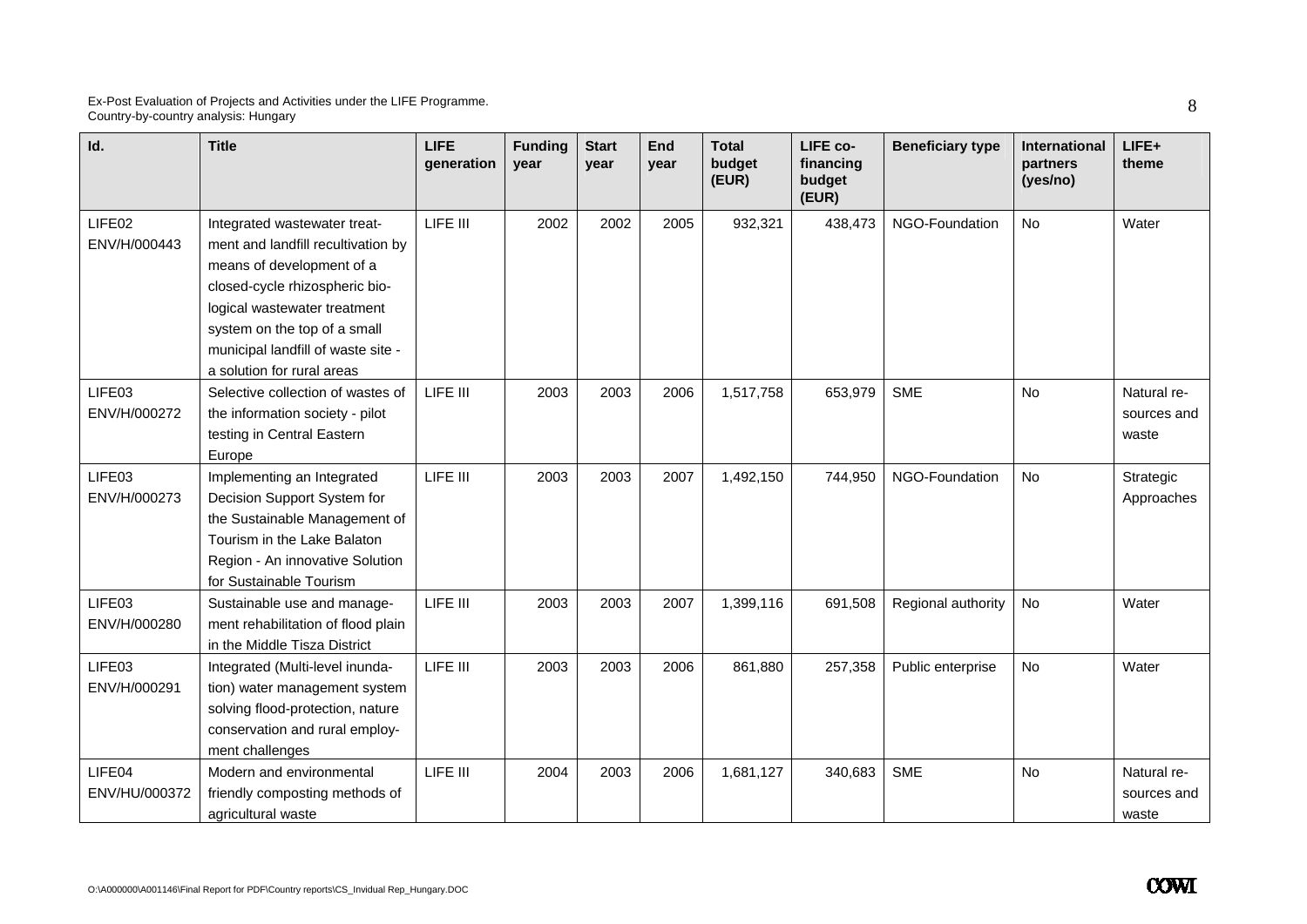| Id. | Title | LIFE generation | Funding year | Start year | End year | Total budget (EUR) | LIFE co-financing budget (EUR) | Beneficiary type | International partners (yes/no) | LIFE+ theme |
|---|---|---|---|---|---|---|---|---|---|---|
| LIFE02 ENV/H/000443 | Integrated wastewater treatment and landfill recultivation by means of development of a closed-cycle rhizospheric biological wastewater treatment system on the top of a small municipal landfill of waste site - a solution for rural areas | LIFE III | 2002 | 2002 | 2005 | 932,321 | 438,473 | NGO-Foundation | No | Water |
| LIFE03 ENV/H/000272 | Selective collection of wastes of the information society - pilot testing in Central Eastern Europe | LIFE III | 2003 | 2003 | 2006 | 1,517,758 | 653,979 | SME | No | Natural resources and waste |
| LIFE03 ENV/H/000273 | Implementing an Integrated Decision Support System for the Sustainable Management of Tourism in the Lake Balaton Region - An innovative Solution for Sustainable Tourism | LIFE III | 2003 | 2003 | 2007 | 1,492,150 | 744,950 | NGO-Foundation | No | Strategic Approaches |
| LIFE03 ENV/H/000280 | Sustainable use and management rehabilitation of flood plain in the Middle Tisza District | LIFE III | 2003 | 2003 | 2007 | 1,399,116 | 691,508 | Regional authority | No | Water |
| LIFE03 ENV/H/000291 | Integrated (Multi-level inundation) water management system solving flood-protection, nature conservation and rural employment challenges | LIFE III | 2003 | 2003 | 2006 | 861,880 | 257,358 | Public enterprise | No | Water |
| LIFE04 ENV/HU/000372 | Modern and environmental friendly composting methods of agricultural waste | LIFE III | 2004 | 2003 | 2006 | 1,681,127 | 340,683 | SME | No | Natural resources and waste |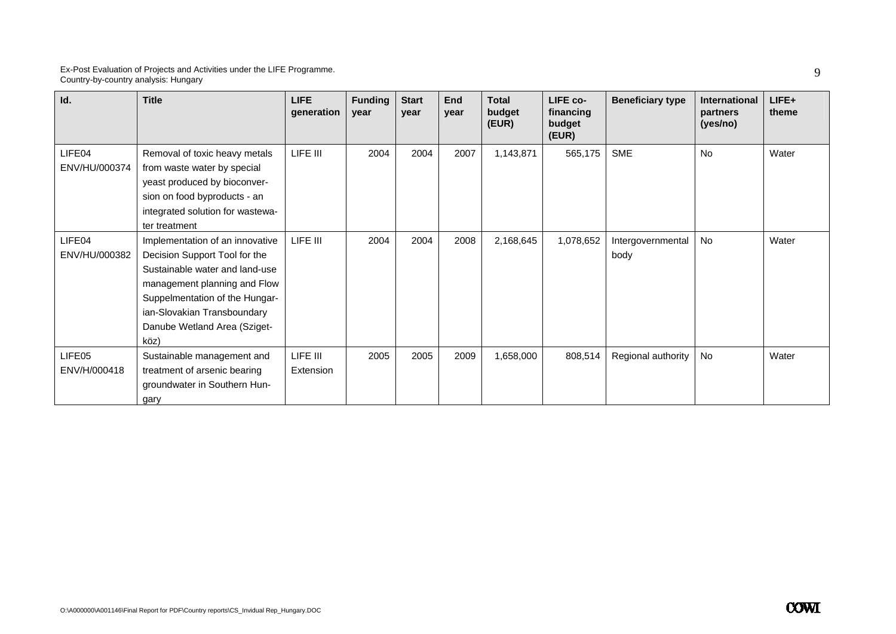| Id. | Title | LIFE generation | Funding year | Start year | End year | Total budget (EUR) | LIFE co-financing budget (EUR) | Beneficiary type | International partners (yes/no) | LIFE+ theme |
|---|---|---|---|---|---|---|---|---|---|---|
| LIFE04 ENV/HU/000374 | Removal of toxic heavy metals from waste water by special yeast produced by bioconversion on food byproducts - an integrated solution for wastewater treatment | LIFE III | 2004 | 2004 | 2007 | 1,143,871 | 565,175 | SME | No | Water |
| LIFE04 ENV/HU/000382 | Implementation of an innovative Decision Support Tool for the Sustainable water and land-use management planning and Flow Suppelmentation of the Hungarian-Slovakian Transboundary Danube Wetland Area (Szigetköz) | LIFE III | 2004 | 2004 | 2008 | 2,168,645 | 1,078,652 | Intergovernmental body | No | Water |
| LIFE05 ENV/H/000418 | Sustainable management and treatment of arsenic bearing groundwater in Southern Hungary | LIFE III Extension | 2005 | 2005 | 2009 | 1,658,000 | 808,514 | Regional authority | No | Water |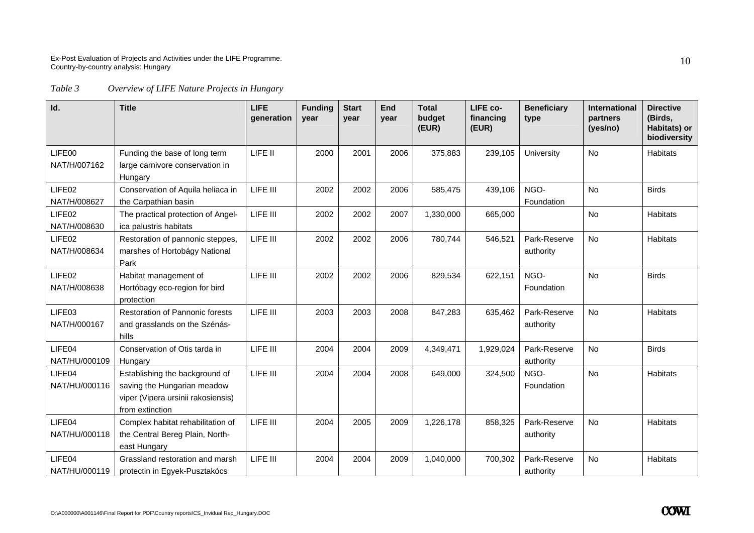*Table 3 Overview of LIFE Nature Projects in Hungary*

| Id. | Title | LIFE generation | Funding year | Start year | End year | Total budget (EUR) | LIFE co-financing (EUR) | Beneficiary type | International partners (yes/no) | Directive (Birds, Habitats) or biodiversity |
|---|---|---|---|---|---|---|---|---|---|---|
| LIFE00 NAT/H/007162 | Funding the base of long term large carnivore conservation in Hungary | LIFE II | 2000 | 2001 | 2006 | 375,883 | 239,105 | University | No | Habitats |
| LIFE02 NAT/H/008627 | Conservation of Aquila heliaca in the Carpathian basin | LIFE III | 2002 | 2002 | 2006 | 585,475 | 439,106 | NGO-Foundation | No | Birds |
| LIFE02 NAT/H/008630 | The practical protection of Angelica palustris habitats | LIFE III | 2002 | 2002 | 2007 | 1,330,000 | 665,000 | | No | Habitats |
| LIFE02 NAT/H/008634 | Restoration of pannonic steppes, marshes of Hortobágy National Park | LIFE III | 2002 | 2002 | 2006 | 780,744 | 546,521 | Park-Reserve authority | No | Habitats |
| LIFE02 NAT/H/008638 | Habitat management of Hortóbagy eco-region for bird protection | LIFE III | 2002 | 2002 | 2006 | 829,534 | 622,151 | NGO-Foundation | No | Birds |
| LIFE03 NAT/H/000167 | Restoration of Pannonic forests and grasslands on the Szénás-hills | LIFE III | 2003 | 2003 | 2008 | 847,283 | 635,462 | Park-Reserve authority | No | Habitats |
| LIFE04 NAT/HU/000109 | Conservation of Otis tarda in Hungary | LIFE III | 2004 | 2004 | 2009 | 4,349,471 | 1,929,024 | Park-Reserve authority | No | Birds |
| LIFE04 NAT/HU/000116 | Establishing the background of saving the Hungarian meadow viper (Vipera ursinii rakosiensis) from extinction | LIFE III | 2004 | 2004 | 2008 | 649,000 | 324,500 | NGO-Foundation | No | Habitats |
| LIFE04 NAT/HU/000118 | Complex habitat rehabilitation of the Central Bereg Plain, North-east Hungary | LIFE III | 2004 | 2005 | 2009 | 1,226,178 | 858,325 | Park-Reserve authority | No | Habitats |
| LIFE04 NAT/HU/000119 | Grassland restoration and marsh protectin in Egyek-Pusztakócs | LIFE III | 2004 | 2004 | 2009 | 1,040,000 | 700,302 | Park-Reserve authority | No | Habitats |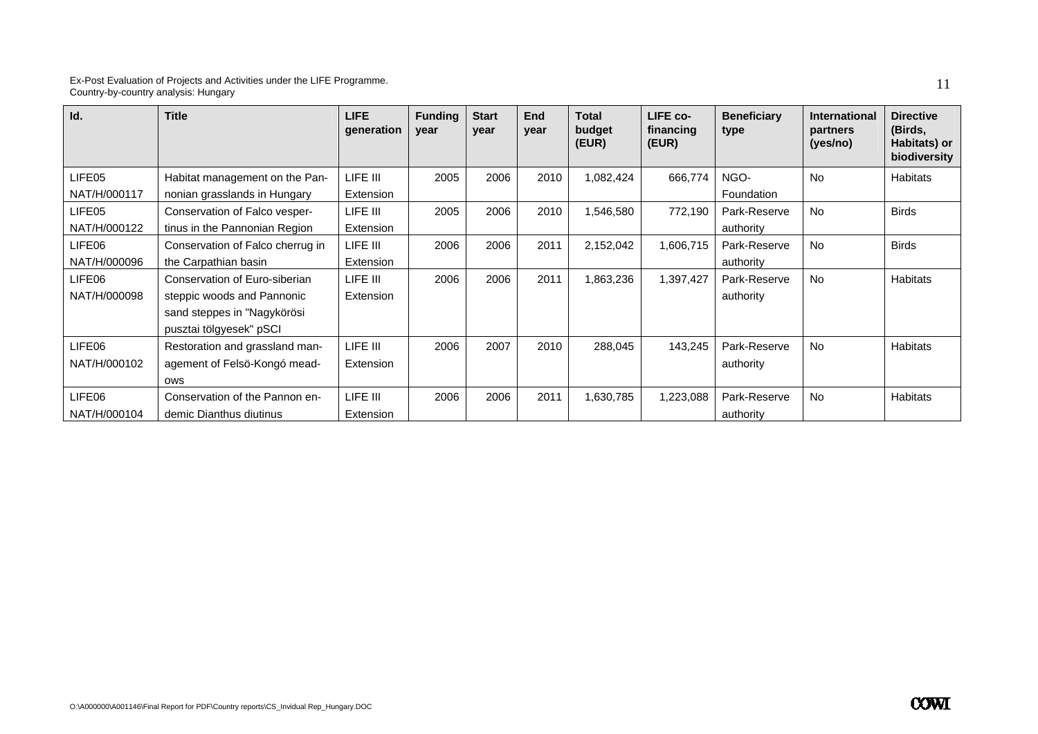| Id. | Title | LIFE generation | Funding year | Start year | End year | Total budget (EUR) | LIFE co-financing (EUR) | Beneficiary type | International partners (yes/no) | Directive (Birds, Habitats) or biodiversity |
|---|---|---|---|---|---|---|---|---|---|---|
| LIFE05 NAT/H/000117 | Habitat management on the Pannonian grasslands in Hungary | LIFE III Extension | 2005 | 2006 | 2010 | 1,082,424 | 666,774 | NGO-Foundation | No | Habitats |
| LIFE05 NAT/H/000122 | Conservation of Falco vespertinus in the Pannonian Region | LIFE III Extension | 2005 | 2006 | 2010 | 1,546,580 | 772,190 | Park-Reserve authority | No | Birds |
| LIFE06 NAT/H/000096 | Conservation of Falco cherrug in the Carpathian basin | LIFE III Extension | 2006 | 2006 | 2011 | 2,152,042 | 1,606,715 | Park-Reserve authority | No | Birds |
| LIFE06 NAT/H/000098 | Conservation of Euro-siberian steppic woods and Pannonic sand steppes in "Nagykörösi pusztai tölgyesek" pSCI | LIFE III Extension | 2006 | 2006 | 2011 | 1,863,236 | 1,397,427 | Park-Reserve authority | No | Habitats |
| LIFE06 NAT/H/000102 | Restoration and grassland management of Felsö-Kongó meadows | LIFE III Extension | 2006 | 2007 | 2010 | 288,045 | 143,245 | Park-Reserve authority | No | Habitats |
| LIFE06 NAT/H/000104 | Conservation of the Pannon endemic Dianthus diutinus | LIFE III Extension | 2006 | 2006 | 2011 | 1,630,785 | 1,223,088 | Park-Reserve authority | No | Habitats |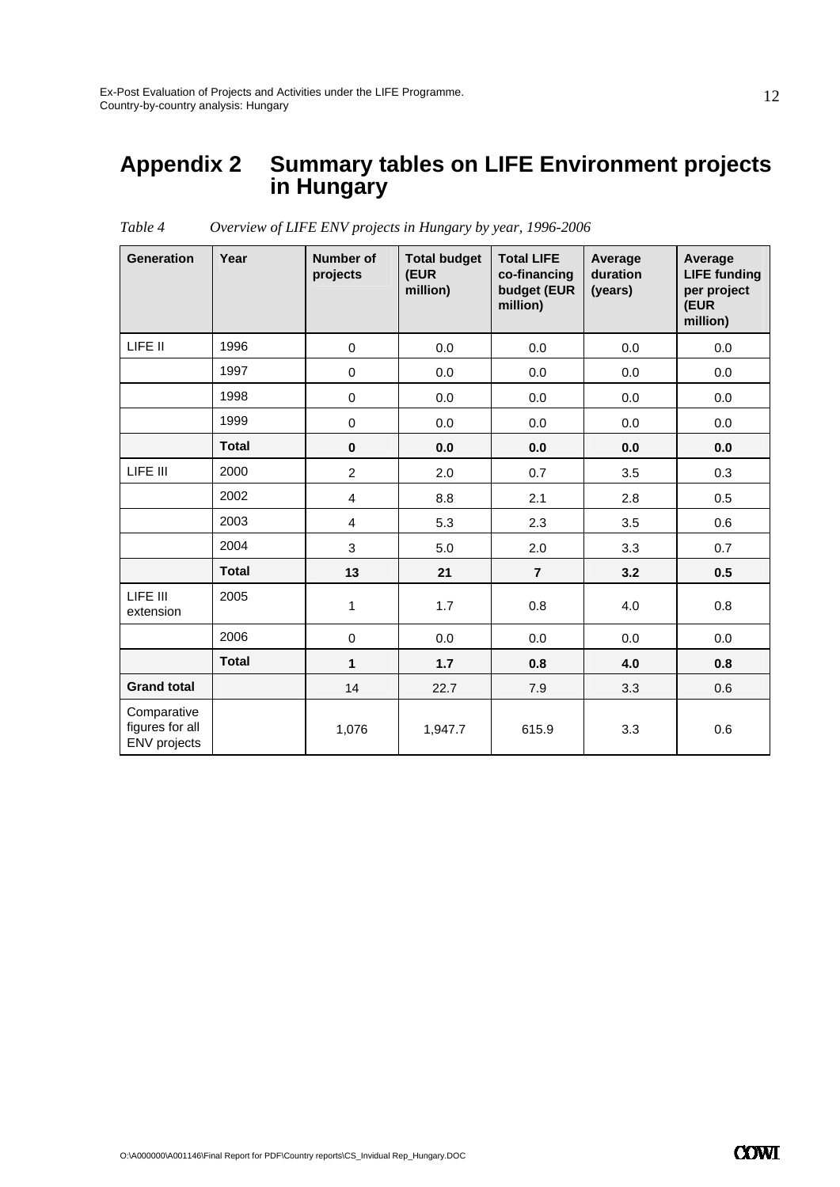# Appendix 2 Summary tables on LIFE Environment projects in Hungary

*Table 4 Overview of LIFE ENV projects in Hungary by year, 1996-2006*

| Generation | Year | Number of projects | Total budget (EUR million) | Total LIFE co-financing budget (EUR million) | Average duration (years) | Average LIFE funding per project (EUR million) |
|---|---|---|---|---|---|---|
| LIFE II | 1996 | 0 | 0.0 | 0.0 | 0.0 | 0.0 |
| | 1997 | 0 | 0.0 | 0.0 | 0.0 | 0.0 |
| | 1998 | 0 | 0.0 | 0.0 | 0.0 | 0.0 |
| | 1999 | 0 | 0.0 | 0.0 | 0.0 | 0.0 |
| | **Total** | **0** | **0.0** | **0.0** | **0.0** | **0.0** |
| LIFE III | 2000 | 2 | 2.0 | 0.7 | 3.5 | 0.3 |
| | 2002 | 4 | 8.8 | 2.1 | 2.8 | 0.5 |
| | 2003 | 4 | 5.3 | 2.3 | 3.5 | 0.6 |
| | 2004 | 3 | 5.0 | 2.0 | 3.3 | 0.7 |
| | **Total** | **13** | **21** | **7** | **3.2** | **0.5** |
| LIFE III extension | 2005 | 1 | 1.7 | 0.8 | 4.0 | 0.8 |
| | 2006 | 0 | 0.0 | 0.0 | 0.0 | 0.0 |
| | **Total** | **1** | **1.7** | **0.8** | **4.0** | **0.8** |
| **Grand total** | | 14 | 22.7 | 7.9 | 3.3 | 0.6 |
| Comparative figures for all ENV projects | | 1,076 | 1,947.7 | 615.9 | 3.3 | 0.6 |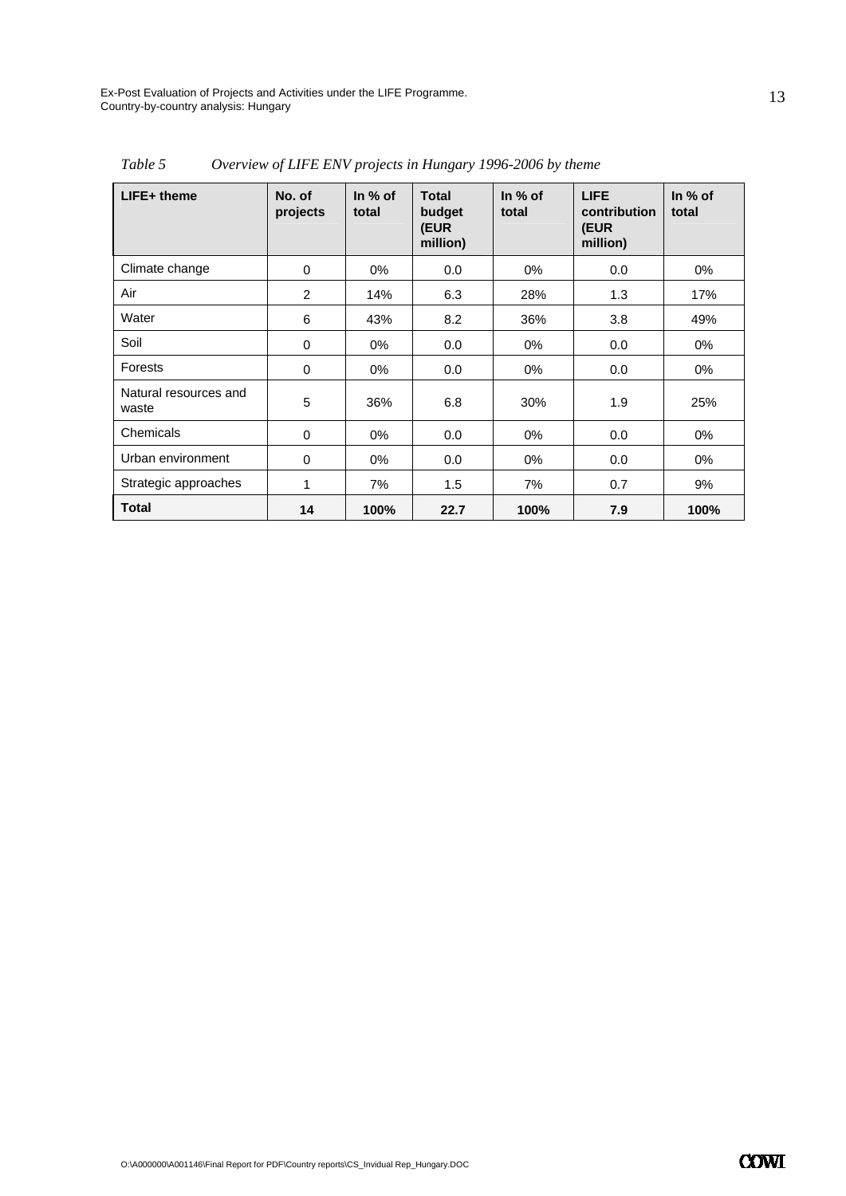*Table 5 Overview of LIFE ENV projects in Hungary 1996-2006 by theme*

| LIFE+ theme | No. of projects | In % of total | Total budget (EUR million) | In % of total | LIFE contribution (EUR million) | In % of total |
|---|---|---|---|---|---|---|
| Climate change | 0 | 0% | 0.0 | 0% | 0.0 | 0% |
| Air | 2 | 14% | 6.3 | 28% | 1.3 | 17% |
| Water | 6 | 43% | 8.2 | 36% | 3.8 | 49% |
| Soil | 0 | 0% | 0.0 | 0% | 0.0 | 0% |
| Forests | 0 | 0% | 0.0 | 0% | 0.0 | 0% |
| Natural resources and waste | 5 | 36% | 6.8 | 30% | 1.9 | 25% |
| Chemicals | 0 | 0% | 0.0 | 0% | 0.0 | 0% |
| Urban environment | 0 | 0% | 0.0 | 0% | 0.0 | 0% |
| Strategic approaches | 1 | 7% | 1.5 | 7% | 0.7 | 9% |
| **Total** | **14** | **100%** | **22.7** | **100%** | **7.9** | **100%** |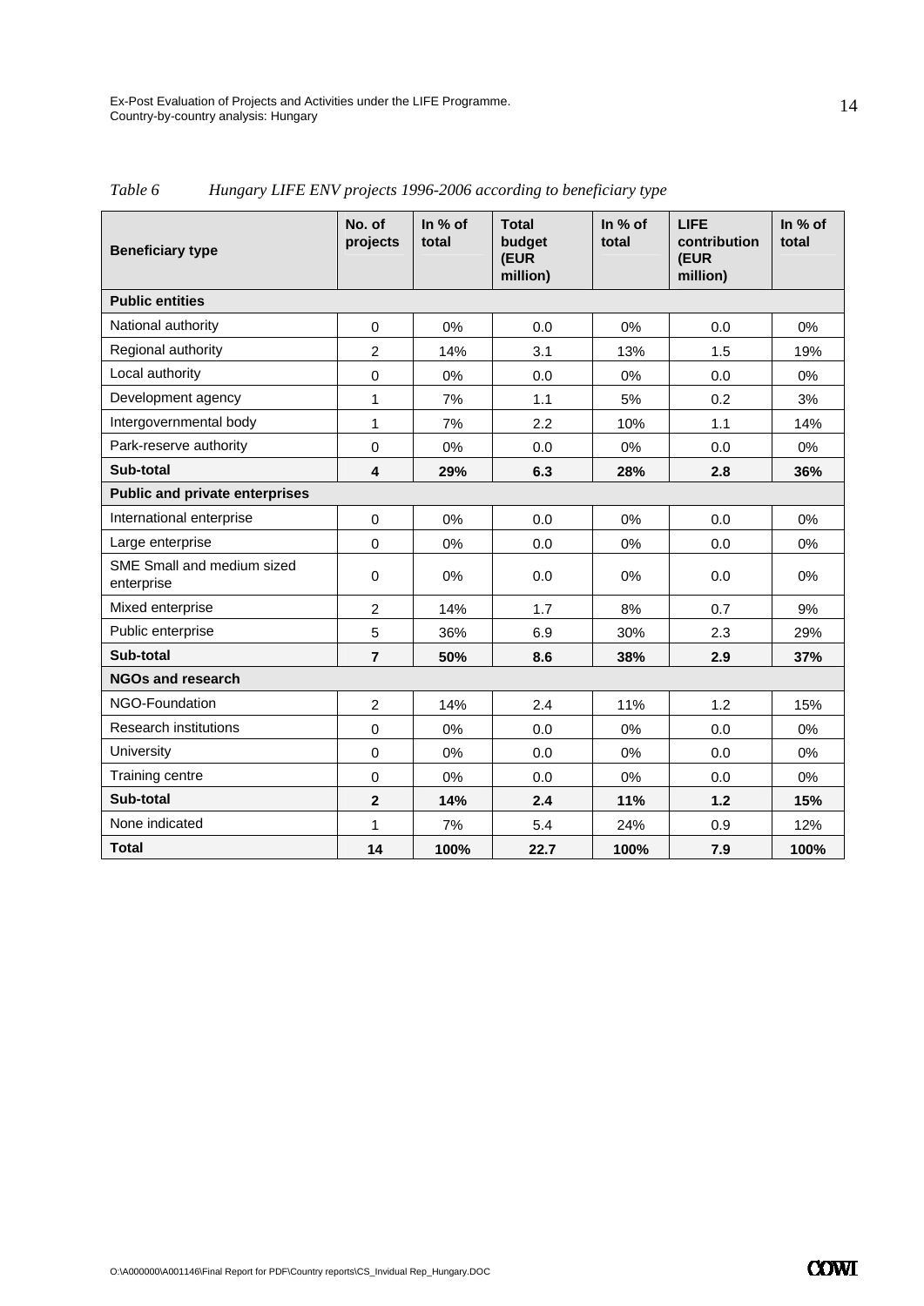*Table 6　　Hungary LIFE ENV projects 1996-2006 according to beneficiary type*

| Beneficiary type | No. of projects | In % of total | Total budget (EUR million) | In % of total | LIFE contribution (EUR million) | In % of total |
|---|---|---|---|---|---|---|
| **Public entities** | | | | | | |
| National authority | 0 | 0% | 0.0 | 0% | 0.0 | 0% |
| Regional authority | 2 | 14% | 3.1 | 13% | 1.5 | 19% |
| Local authority | 0 | 0% | 0.0 | 0% | 0.0 | 0% |
| Development agency | 1 | 7% | 1.1 | 5% | 0.2 | 3% |
| Intergovernmental body | 1 | 7% | 2.2 | 10% | 1.1 | 14% |
| Park-reserve authority | 0 | 0% | 0.0 | 0% | 0.0 | 0% |
| **Sub-total** | **4** | **29%** | **6.3** | **28%** | **2.8** | **36%** |
| **Public and private enterprises** | | | | | | |
| International enterprise | 0 | 0% | 0.0 | 0% | 0.0 | 0% |
| Large enterprise | 0 | 0% | 0.0 | 0% | 0.0 | 0% |
| SME Small and medium sized enterprise | 0 | 0% | 0.0 | 0% | 0.0 | 0% |
| Mixed enterprise | 2 | 14% | 1.7 | 8% | 0.7 | 9% |
| Public enterprise | 5 | 36% | 6.9 | 30% | 2.3 | 29% |
| **Sub-total** | **7** | **50%** | **8.6** | **38%** | **2.9** | **37%** |
| **NGOs and research** | | | | | | |
| NGO-Foundation | 2 | 14% | 2.4 | 11% | 1.2 | 15% |
| Research institutions | 0 | 0% | 0.0 | 0% | 0.0 | 0% |
| University | 0 | 0% | 0.0 | 0% | 0.0 | 0% |
| Training centre | 0 | 0% | 0.0 | 0% | 0.0 | 0% |
| **Sub-total** | **2** | **14%** | **2.4** | **11%** | **1.2** | **15%** |
| None indicated | 1 | 7% | 5.4 | 24% | 0.9 | 12% |
| **Total** | **14** | **100%** | **22.7** | **100%** | **7.9** | **100%** |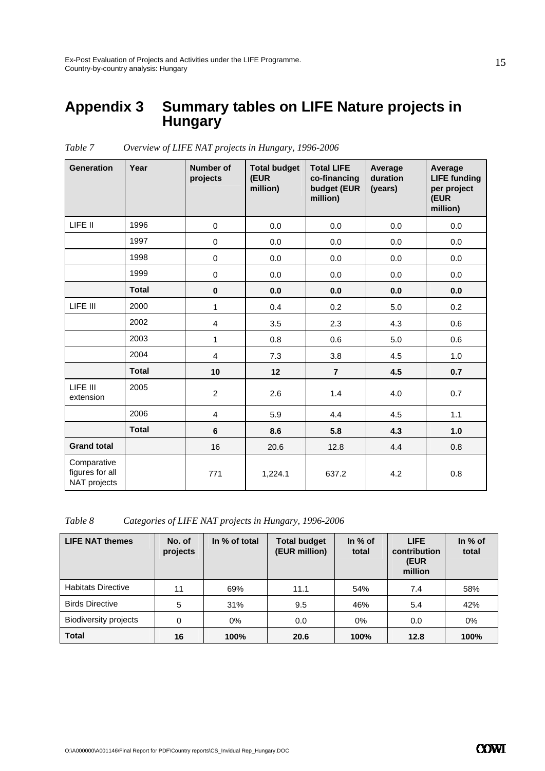# Appendix 3 Summary tables on LIFE Nature projects in Hungary

*Table 7 Overview of LIFE NAT projects in Hungary, 1996-2006*

| Generation | Year | Number of projects | Total budget (EUR million) | Total LIFE co-financing budget (EUR million) | Average duration (years) | Average LIFE funding per project (EUR million) |
|---|---|---|---|---|---|---|
| LIFE II | 1996 | 0 | 0.0 | 0.0 | 0.0 | 0.0 |
| | 1997 | 0 | 0.0 | 0.0 | 0.0 | 0.0 |
| | 1998 | 0 | 0.0 | 0.0 | 0.0 | 0.0 |
| | 1999 | 0 | 0.0 | 0.0 | 0.0 | 0.0 |
| | **Total** | **0** | **0.0** | **0.0** | **0.0** | **0.0** |
| LIFE III | 2000 | 1 | 0.4 | 0.2 | 5.0 | 0.2 |
| | 2002 | 4 | 3.5 | 2.3 | 4.3 | 0.6 |
| | 2003 | 1 | 0.8 | 0.6 | 5.0 | 0.6 |
| | 2004 | 4 | 7.3 | 3.8 | 4.5 | 1.0 |
| | **Total** | **10** | **12** | **7** | **4.5** | **0.7** |
| LIFE III extension | 2005 | 2 | 2.6 | 1.4 | 4.0 | 0.7 |
| | 2006 | 4 | 5.9 | 4.4 | 4.5 | 1.1 |
| | **Total** | **6** | **8.6** | **5.8** | **4.3** | **1.0** |
| **Grand total** | | 16 | 20.6 | 12.8 | 4.4 | 0.8 |
| Comparative figures for all NAT projects | | 771 | 1,224.1 | 637.2 | 4.2 | 0.8 |

*Table 8 Categories of LIFE NAT projects in Hungary, 1996-2006*

| LIFE NAT themes | No. of projects | In % of total | Total budget (EUR million) | In % of total | LIFE contribution (EUR million | In % of total |
|---|---|---|---|---|---|---|
| Habitats Directive | 11 | 69% | 11.1 | 54% | 7.4 | 58% |
| Birds Directive | 5 | 31% | 9.5 | 46% | 5.4 | 42% |
| Biodiversity projects | 0 | 0% | 0.0 | 0% | 0.0 | 0% |
| **Total** | **16** | **100%** | **20.6** | **100%** | **12.8** | **100%** |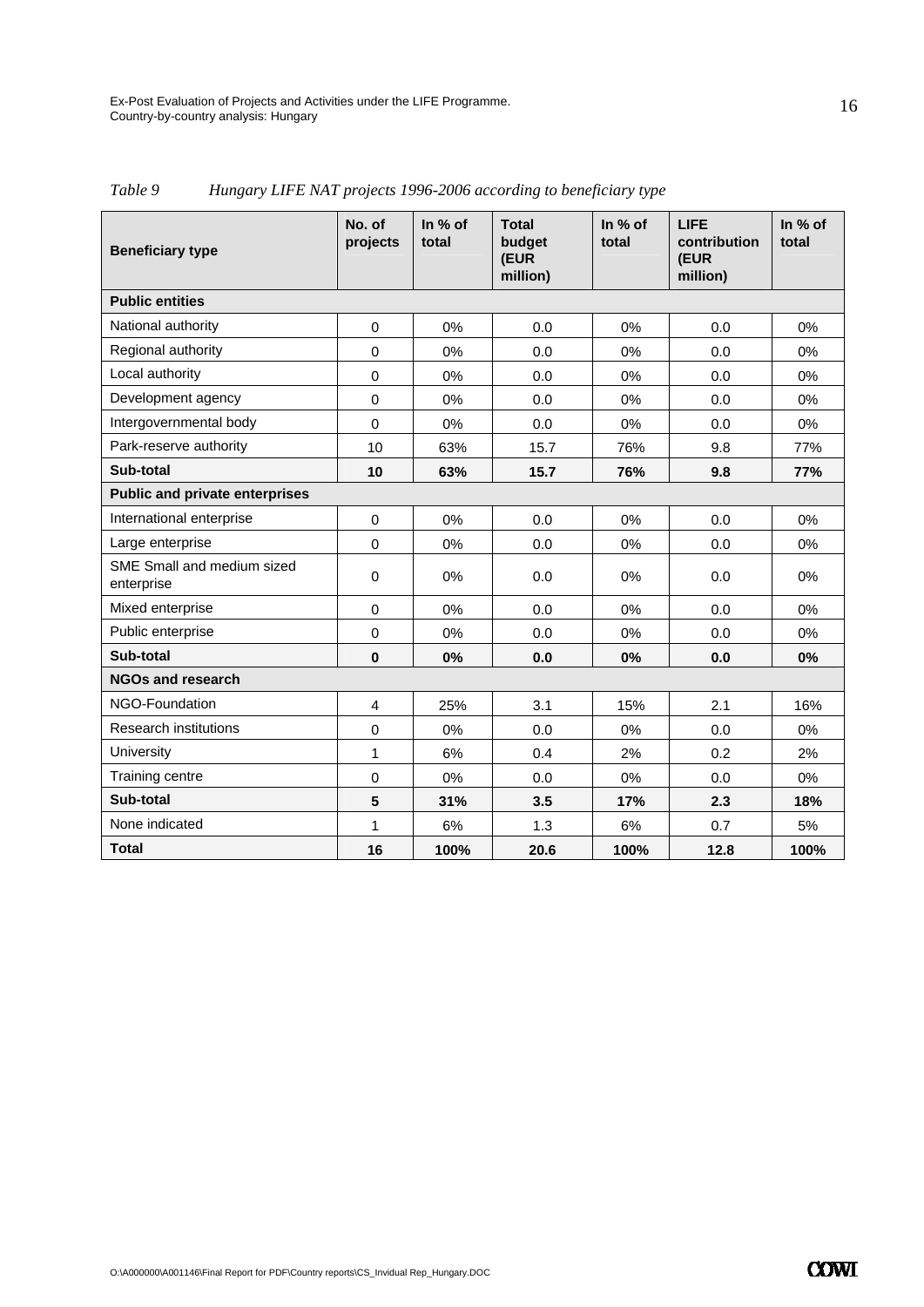*Table 9 Hungary LIFE NAT projects 1996-2006 according to beneficiary type*

| Beneficiary type | No. of projects | In % of total | Total budget (EUR million) | In % of total | LIFE contribution (EUR million) | In % of total |
|---|---|---|---|---|---|---|
| **Public entities** | | | | | | |
| National authority | 0 | 0% | 0.0 | 0% | 0.0 | 0% |
| Regional authority | 0 | 0% | 0.0 | 0% | 0.0 | 0% |
| Local authority | 0 | 0% | 0.0 | 0% | 0.0 | 0% |
| Development agency | 0 | 0% | 0.0 | 0% | 0.0 | 0% |
| Intergovernmental body | 0 | 0% | 0.0 | 0% | 0.0 | 0% |
| Park-reserve authority | 10 | 63% | 15.7 | 76% | 9.8 | 77% |
| **Sub-total** | **10** | **63%** | **15.7** | **76%** | **9.8** | **77%** |
| **Public and private enterprises** | | | | | | |
| International enterprise | 0 | 0% | 0.0 | 0% | 0.0 | 0% |
| Large enterprise | 0 | 0% | 0.0 | 0% | 0.0 | 0% |
| SME Small and medium sized enterprise | 0 | 0% | 0.0 | 0% | 0.0 | 0% |
| Mixed enterprise | 0 | 0% | 0.0 | 0% | 0.0 | 0% |
| Public enterprise | 0 | 0% | 0.0 | 0% | 0.0 | 0% |
| **Sub-total** | **0** | **0%** | **0.0** | **0%** | **0.0** | **0%** |
| **NGOs and research** | | | | | | |
| NGO-Foundation | 4 | 25% | 3.1 | 15% | 2.1 | 16% |
| Research institutions | 0 | 0% | 0.0 | 0% | 0.0 | 0% |
| University | 1 | 6% | 0.4 | 2% | 0.2 | 2% |
| Training centre | 0 | 0% | 0.0 | 0% | 0.0 | 0% |
| **Sub-total** | **5** | **31%** | **3.5** | **17%** | **2.3** | **18%** |
| None indicated | 1 | 6% | 1.3 | 6% | 0.7 | 5% |
| **Total** | **16** | **100%** | **20.6** | **100%** | **12.8** | **100%** |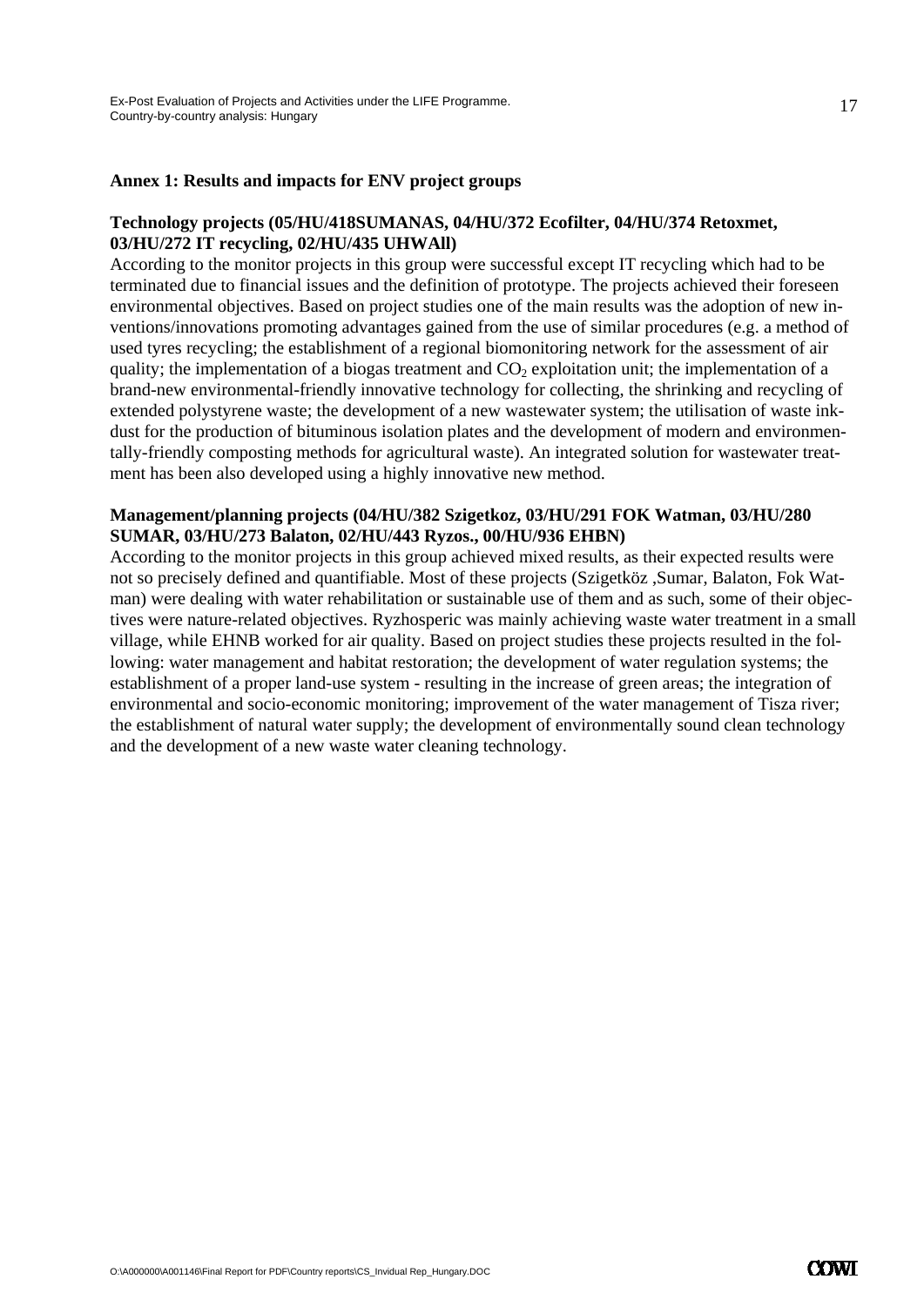## Annex 1: Results and impacts for ENV project groups

### Technology projects (05/HU/418SUMANAS, 04/HU/372 Ecofilter, 04/HU/374 Retoxmet, 03/HU/272 IT recycling, 02/HU/435 UHWAll)

According to the monitor projects in this group were successful except IT recycling which had to be terminated due to financial issues and the definition of prototype. The projects achieved their foreseen environmental objectives. Based on project studies one of the main results was the adoption of new inventions/innovations promoting advantages gained from the use of similar procedures (e.g. a method of used tyres recycling; the establishment of a regional biomonitoring network for the assessment of air quality; the implementation of a biogas treatment and $CO_2$ exploitation unit; the implementation of a brand-new environmental-friendly innovative technology for collecting, the shrinking and recycling of extended polystyrene waste; the development of a new wastewater system; the utilisation of waste ink-dust for the production of bituminous isolation plates and the development of modern and environmentally-friendly composting methods for agricultural waste). An integrated solution for wastewater treatment has been also developed using a highly innovative new method.

### Management/planning projects (04/HU/382 Szigetkoz, 03/HU/291 FOK Watman, 03/HU/280 SUMAR, 03/HU/273 Balaton, 02/HU/443 Ryzos., 00/HU/936 EHBN)

According to the monitor projects in this group achieved mixed results, as their expected results were not so precisely defined and quantifiable. Most of these projects (Szigetköz ,Sumar, Balaton, Fok Watman) were dealing with water rehabilitation or sustainable use of them and as such, some of their objectives were nature-related objectives. Ryzhosperic was mainly achieving waste water treatment in a small village, while EHNB worked for air quality. Based on project studies these projects resulted in the following: water management and habitat restoration; the development of water regulation systems; the establishment of a proper land-use system - resulting in the increase of green areas; the integration of environmental and socio-economic monitoring; improvement of the water management of Tisza river; the establishment of natural water supply; the development of environmentally sound clean technology and the development of a new waste water cleaning technology.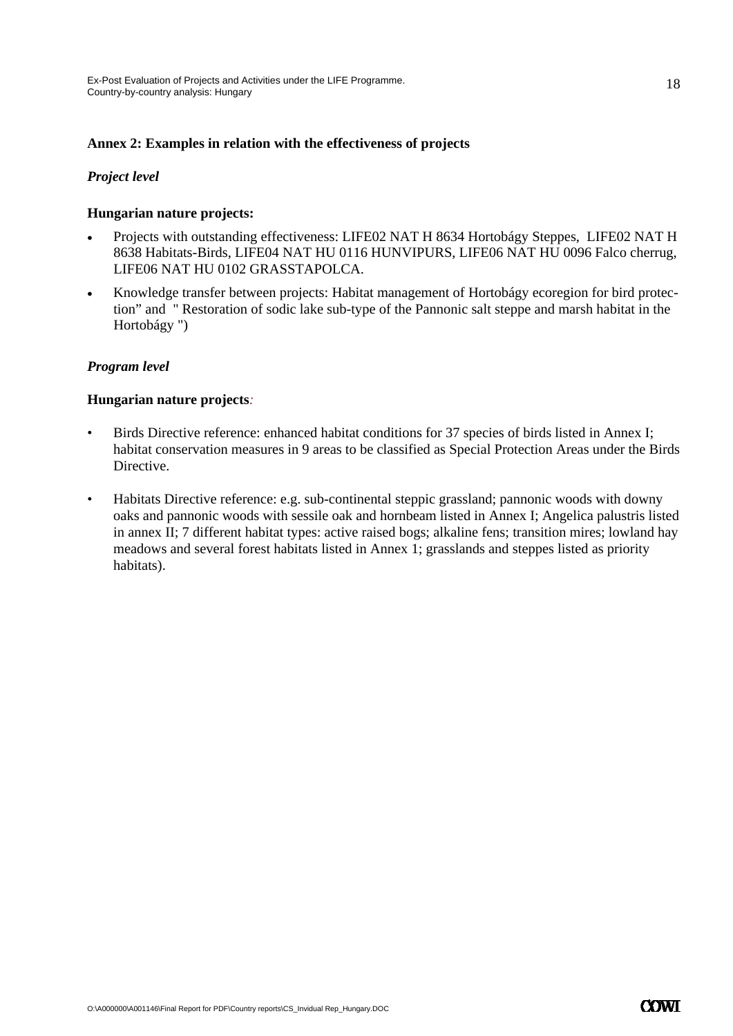**Annex 2: Examples in relation with the effectiveness of projects**

***Project level***

**Hungarian nature projects:**

- Projects with outstanding effectiveness: LIFE02 NAT H 8634 Hortobágy Steppes, LIFE02 NAT H 8638 Habitats-Birds, LIFE04 NAT HU 0116 HUNVIPURS, LIFE06 NAT HU 0096 Falco cherrug, LIFE06 NAT HU 0102 GRASSTAPOLCA.
- Knowledge transfer between projects: Habitat management of Hortobágy ecoregion for bird protection" and " Restoration of sodic lake sub-type of the Pannonic salt steppe and marsh habitat in the Hortobágy ")

***Program level***

**Hungarian nature projects:**

- Birds Directive reference: enhanced habitat conditions for 37 species of birds listed in Annex I; habitat conservation measures in 9 areas to be classified as Special Protection Areas under the Birds Directive.
- Habitats Directive reference: e.g. sub-continental steppic grassland; pannonic woods with downy oaks and pannonic woods with sessile oak and hornbeam listed in Annex I; Angelica palustris listed in annex II; 7 different habitat types: active raised bogs; alkaline fens; transition mires; lowland hay meadows and several forest habitats listed in Annex 1; grasslands and steppes listed as priority habitats).